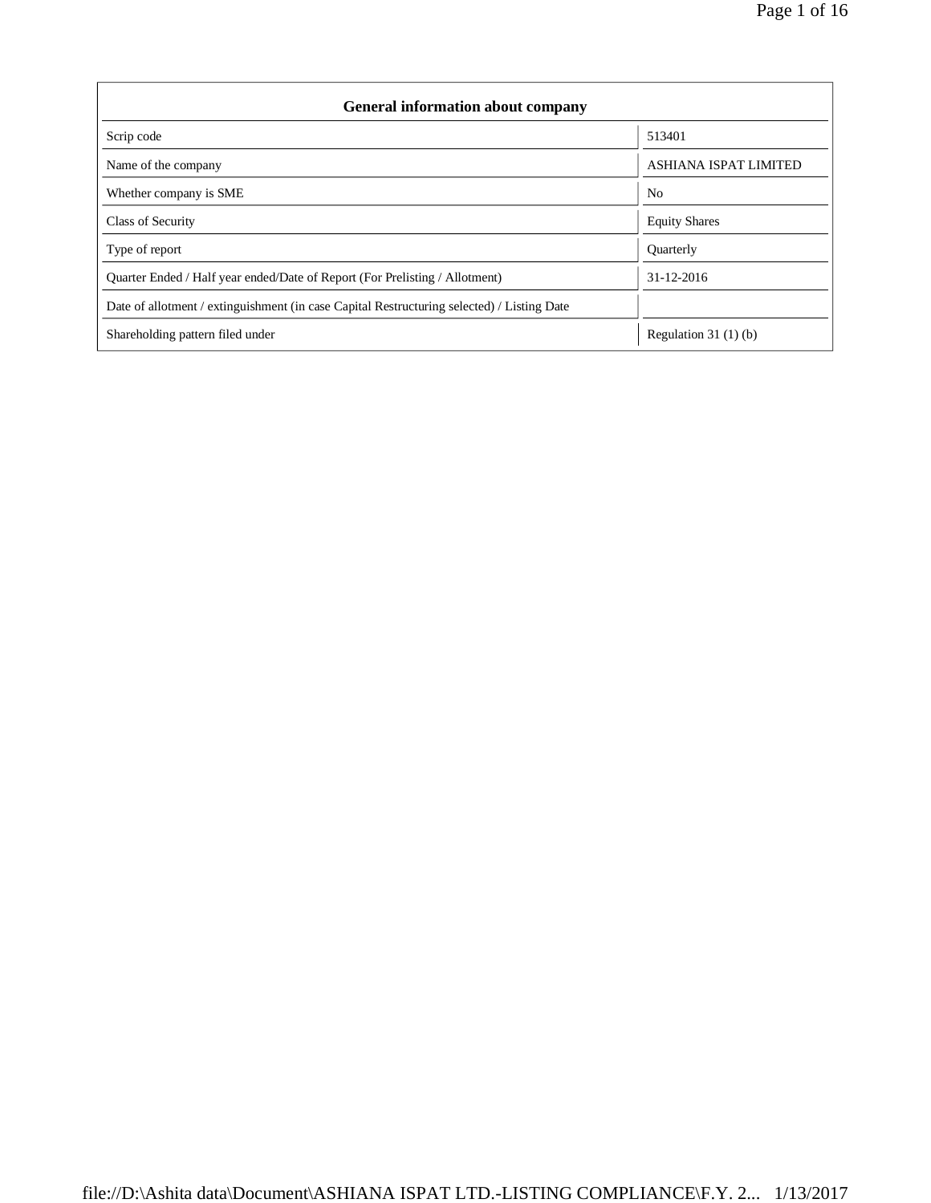| General information about company | |
| --- | --- |
| Scrip code | 513401 |
| Name of the company | ASHIANA ISPAT LIMITED |
| Whether company is SME | No |
| Class of Security | Equity Shares |
| Type of report | Quarterly |
| Quarter Ended / Half year ended/Date of Report (For Prelisting / Allotment) | 31-12-2016 |
| Date of allotment / extinguishment (in case Capital Restructuring selected) / Listing Date | |
| Shareholding pattern filed under | Regulation 31 (1) (b) |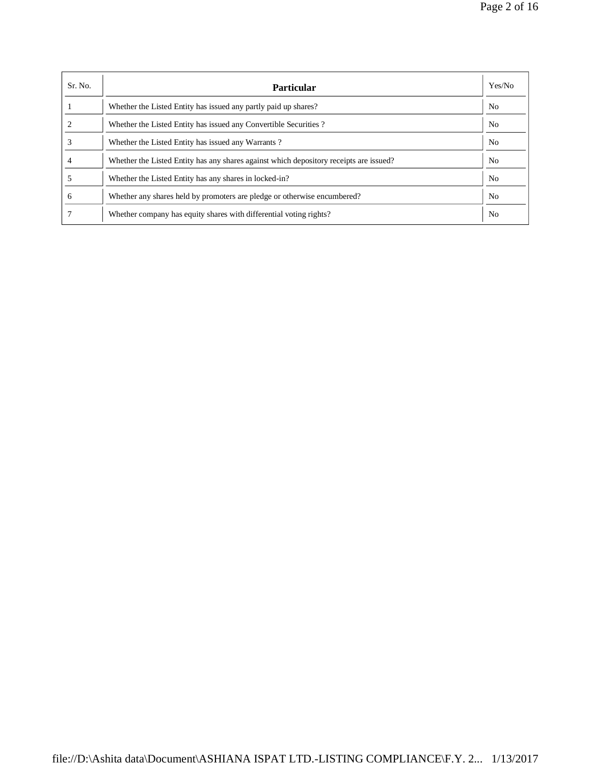| Sr. No. | Particular | Yes/No |
|---|---|---|
| 1 | Whether the Listed Entity has issued any partly paid up shares? | No |
| 2 | Whether the Listed Entity has issued any Convertible Securities ? | No |
| 3 | Whether the Listed Entity has issued any Warrants ? | No |
| 4 | Whether the Listed Entity has any shares against which depository receipts are issued? | No |
| 5 | Whether the Listed Entity has any shares in locked-in? | No |
| 6 | Whether any shares held by promoters are pledge or otherwise encumbered? | No |
| 7 | Whether company has equity shares with differential voting rights? | No |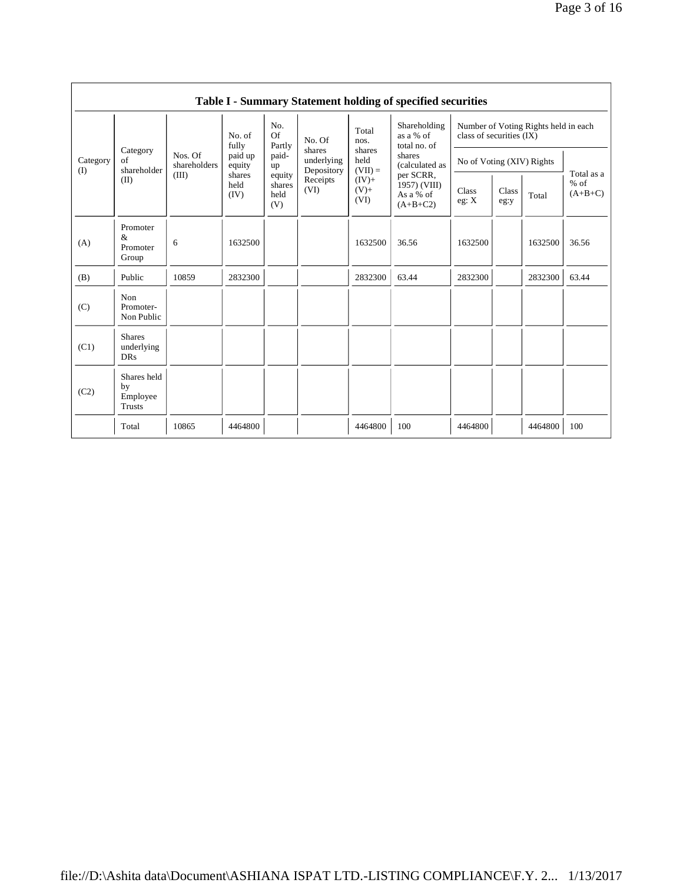## Table I - Summary Statement holding of specified securities

| Category (I) | Category of shareholder (II) | Nos. Of shareholders (III) | No. of fully paid up equity shares held (IV) | No. Of Partly paid-up equity shares held (V) | No. Of shares underlying Depository Receipts (VI) | Total nos. shares held (VII) = (IV)+ (V)+ (VI) | Shareholding as a % of total no. of shares (calculated as per SCRR, 1957) (VIII) As a % of (A+B+C2) | Number of Voting Rights held in each class of securities (IX) | | | |
|---|---|---|---|---|---|---|---|---|---|---|---|
| | | | | | | | | No of Voting (XIV) Rights | | | Total as a % of (A+B+C) |
| | | | | | | | | Class eg: X | Class eg:y | Total | |
| (A) | Promoter & Promoter Group | 6 | 1632500 | | | 1632500 | 36.56 | 1632500 | | 1632500 | 36.56 |
| (B) | Public | 10859 | 2832300 | | | 2832300 | 63.44 | 2832300 | | 2832300 | 63.44 |
| (C) | Non Promoter- Non Public | | | | | | | | | | |
| (C1) | Shares underlying DRs | | | | | | | | | | |
| (C2) | Shares held by Employee Trusts | | | | | | | | | | |
| | Total | 10865 | 4464800 | | | 4464800 | 100 | 4464800 | | 4464800 | 100 |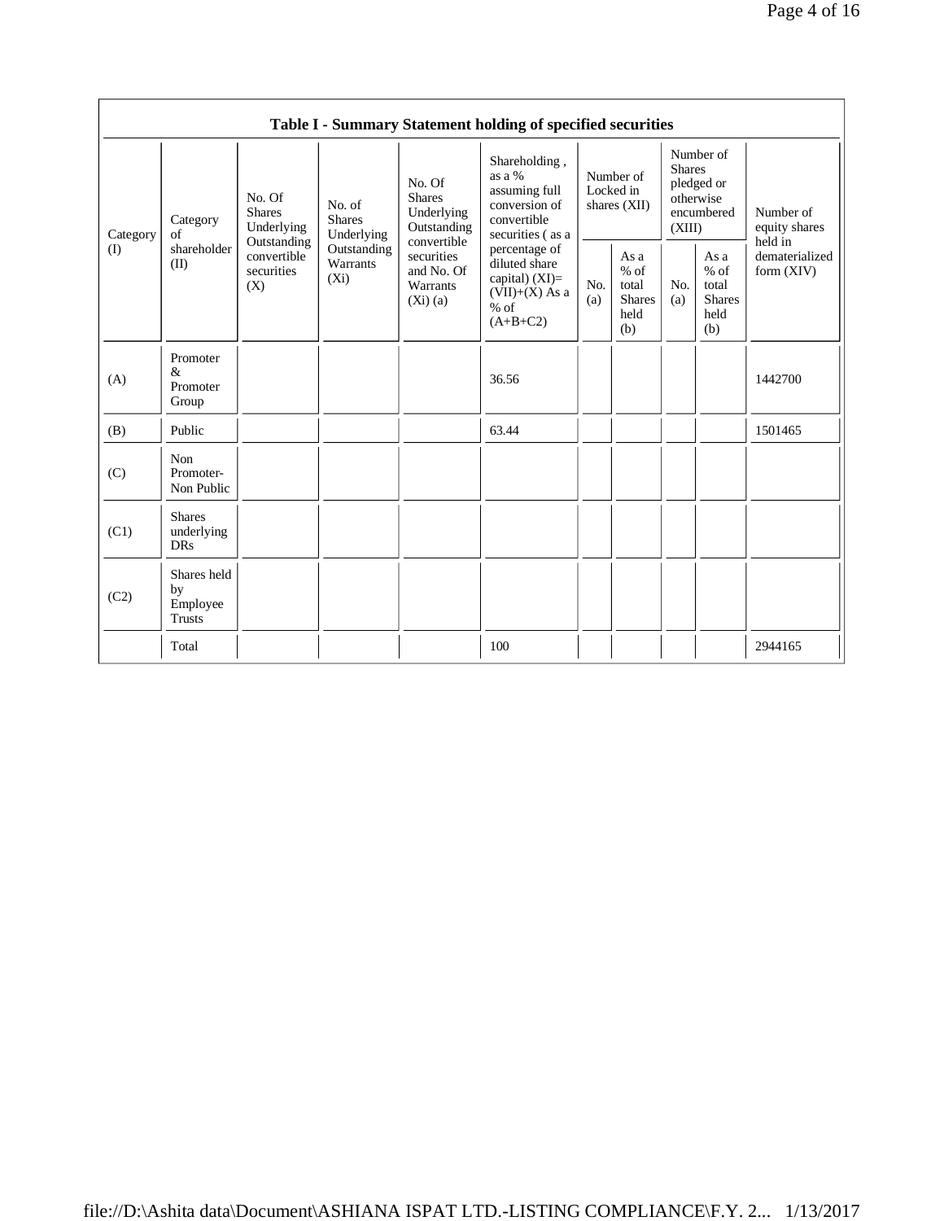## Table I - Summary Statement holding of specified securities

| Category (I) | Category of shareholder (II) | No. Of Shares Underlying Outstanding convertible securities (X) | No. of Shares Underlying Outstanding Warrants (Xi) | No. Of Shares Underlying Outstanding convertible securities and No. Of Warrants (Xi) (a) | Shareholding , as a % assuming full conversion of convertible securities ( as a percentage of diluted share capital) (XI)= (VII)+(X) As a % of (A+B+C2) | Number of Locked in shares (XII) | | Number of Shares pledged or otherwise encumbered (XIII) | | Number of equity shares held in dematerialized form (XIV) |
|---|---|---|---|---|---|---|---|---|---|---|
| | | | | | | No. (a) | As a % of total Shares held (b) | No. (a) | As a % of total Shares held (b) | |
| (A) | Promoter & Promoter Group | | | | 36.56 | | | | | 1442700 |
| (B) | Public | | | | 63.44 | | | | | 1501465 |
| (C) | Non Promoter- Non Public | | | | | | | | | |
| (C1) | Shares underlying DRs | | | | | | | | | |
| (C2) | Shares held by Employee Trusts | | | | | | | | | |
| | Total | | | | 100 | | | | | 2944165 |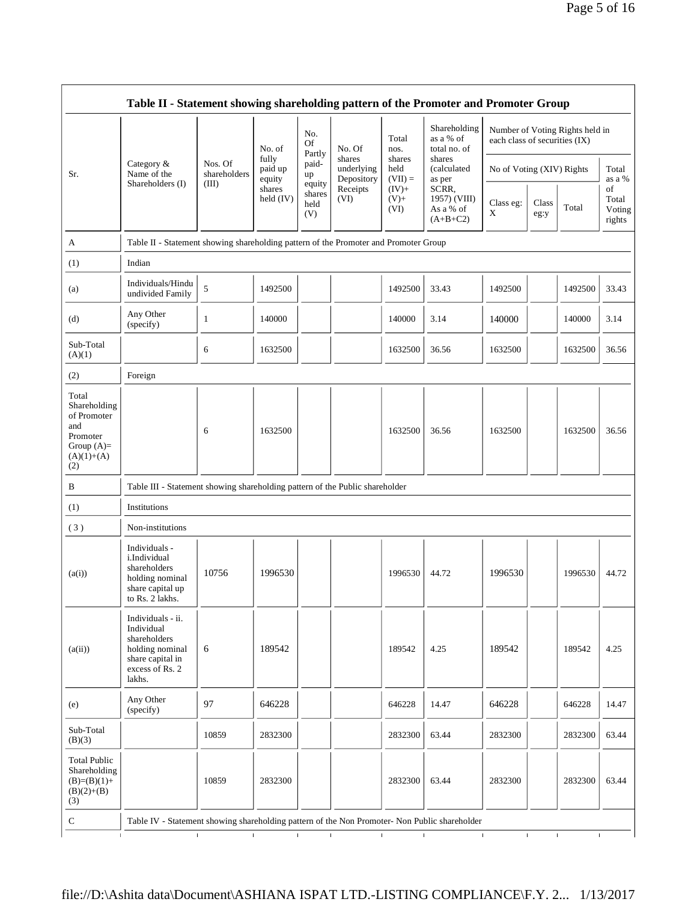| Table II - Statement showing shareholding pattern of the Promoter and Promoter Group | | | | | | | | | | | | |
|---|---|---|---|---|---|---|---|---|---|---|---|---|
| Sr. | Category & Name of the Shareholders (I) | Nos. Of shareholders (III) | No. of fully paid up equity shares held (IV) | No. Of Partly paid-up equity shares held (V) | No. Of shares underlying Depository Receipts (VI) | Total nos. shares held (VII) = (IV)+ (V)+ (VI) | Shareholding as a % of total no. of shares (calculated as per SCRR, 1957) (VIII) As a % of (A+B+C2) | Number of Voting Rights held in each class of securities (IX) | | | |
| | | | | | | | | No of Voting (XIV) Rights | | | Total as a % of Total Voting rights |
| | | | | | | | | Class eg: X | Class eg:y | Total | |
| A | Table II - Statement showing shareholding pattern of the Promoter and Promoter Group | | | | | | | | | | |
| (1) | Indian | | | | | | | | | | |
| (a) | Individuals/Hindu undivided Family | 5 | 1492500 | | | 1492500 | 33.43 | 1492500 | | 1492500 | 33.43 |
| (d) | Any Other (specify) | 1 | 140000 | | | 140000 | 3.14 | 140000 | | 140000 | 3.14 |
| Sub-Total (A)(1) | | 6 | 1632500 | | | 1632500 | 36.56 | 1632500 | | 1632500 | 36.56 |
| (2) | Foreign | | | | | | | | | | |
| Total Shareholding of Promoter and Promoter Group (A)=(A)(1)+(A)(2) | | 6 | 1632500 | | | 1632500 | 36.56 | 1632500 | | 1632500 | 36.56 |
| B | Table III - Statement showing shareholding pattern of the Public shareholder | | | | | | | | | | |
| (1) | Institutions | | | | | | | | | | |
| ( 3 ) | Non-institutions | | | | | | | | | | |
| (a(i)) | Individuals - i.Individual shareholders holding nominal share capital up to Rs. 2 lakhs. | 10756 | 1996530 | | | 1996530 | 44.72 | 1996530 | | 1996530 | 44.72 |
| (a(ii)) | Individuals - ii. Individual shareholders holding nominal share capital in excess of Rs. 2 lakhs. | 6 | 189542 | | | 189542 | 4.25 | 189542 | | 189542 | 4.25 |
| (e) | Any Other (specify) | 97 | 646228 | | | 646228 | 14.47 | 646228 | | 646228 | 14.47 |
| Sub-Total (B)(3) | | 10859 | 2832300 | | | 2832300 | 63.44 | 2832300 | | 2832300 | 63.44 |
| Total Public Shareholding (B)=(B)(1)+(B)(2)+(B)(3) | | 10859 | 2832300 | | | 2832300 | 63.44 | 2832300 | | 2832300 | 63.44 |
| C | Table IV - Statement showing shareholding pattern of the Non Promoter- Non Public shareholder | | | | | | | | | | |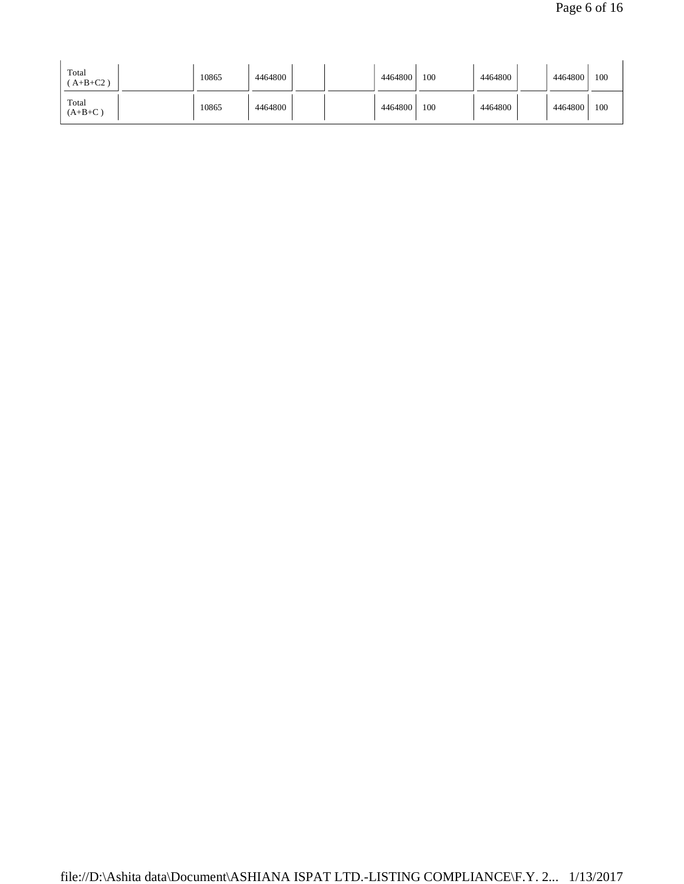| | | | | | | | | | | | | |
|---|---|---|---|---|---|---|---|---|---|---|---|---|
| Total ( A+B+C2 ) | | 10865 | 4464800 | | | 4464800 | 100 | 4464800 | | 4464800 | 100 |
| Total (A+B+C ) | | 10865 | 4464800 | | | 4464800 | 100 | 4464800 | | 4464800 | 100 |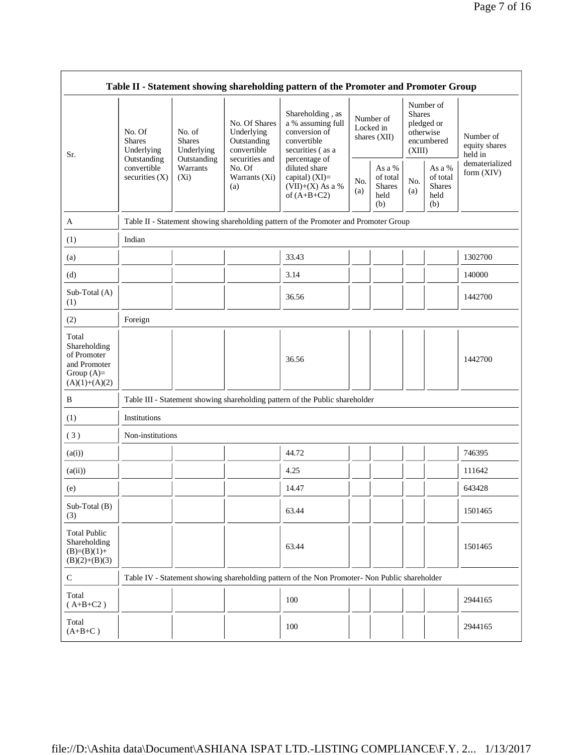**Table II - Statement showing shareholding pattern of the Promoter and Promoter Group**

| Sr. | No. Of Shares Underlying Outstanding convertible securities (X) | No. of Shares Underlying Outstanding Warrants (Xi) | No. Of Shares Underlying Outstanding convertible securities and No. Of Warrants (Xi) (a) | Shareholding , as a % assuming full conversion of convertible securities ( as a percentage of diluted share capital) (XI)= (VII)+(X) As a % of (A+B+C2) | Number of Locked in shares (XII) | | Number of Shares pledged or otherwise encumbered (XIII) | | Number of equity shares held in dematerialized form (XIV) |
|---|---|---|---|---|---|---|---|---|---|
| | | | | | No. (a) | As a % of total Shares held (b) | No. (a) | As a % of total Shares held (b) | |
| A | Table II - Statement showing shareholding pattern of the Promoter and Promoter Group | | | | | | | | |
| (1) | Indian | | | | | | | | |
| (a) | | | | 33.43 | | | | | 1302700 |
| (d) | | | | 3.14 | | | | | 140000 |
| Sub-Total (A) (1) | | | | 36.56 | | | | | 1442700 |
| (2) | Foreign | | | | | | | | |
| Total Shareholding of Promoter and Promoter Group (A)= (A)(1)+(A)(2) | | | | 36.56 | | | | | 1442700 |
| B | Table III - Statement showing shareholding pattern of the Public shareholder | | | | | | | | |
| (1) | Institutions | | | | | | | | |
| ( 3 ) | Non-institutions | | | | | | | | |
| (a(i)) | | | | 44.72 | | | | | 746395 |
| (a(ii)) | | | | 4.25 | | | | | 111642 |
| (e) | | | | 14.47 | | | | | 643428 |
| Sub-Total (B) (3) | | | | 63.44 | | | | | 1501465 |
| Total Public Shareholding (B)=(B)(1)+ (B)(2)+(B)(3) | | | | 63.44 | | | | | 1501465 |
| C | Table IV - Statement showing shareholding pattern of the Non Promoter- Non Public shareholder | | | | | | | | |
| Total ( A+B+C2 ) | | | | 100 | | | | | 2944165 |
| Total (A+B+C ) | | | | 100 | | | | | 2944165 |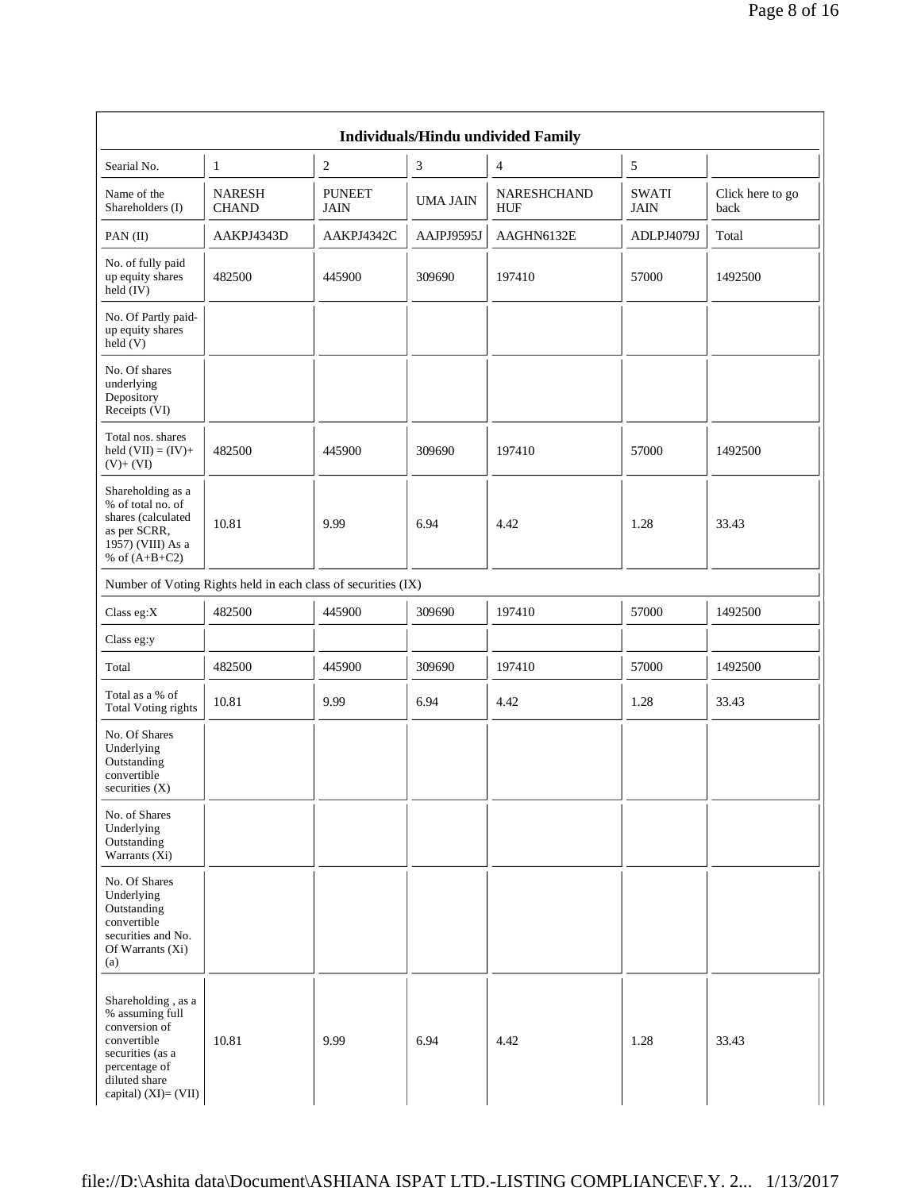| Individuals/Hindu undivided Family | | | | | | |
|---|---|---|---|---|---|---|
| Searial No. | 1 | 2 | 3 | 4 | 5 | |
| Name of the Shareholders (I) | NARESH CHAND | PUNEET JAIN | UMA JAIN | NARESHCHAND HUF | SWATI JAIN | Click here to go back |
| PAN (II) | AAKPJ4343D | AAKPJ4342C | AAJPJ9595J | AAGHN6132E | ADLPJ4079J | Total |
| No. of fully paid up equity shares held (IV) | 482500 | 445900 | 309690 | 197410 | 57000 | 1492500 |
| No. Of Partly paid-up equity shares held (V) | | | | | | |
| No. Of shares underlying Depository Receipts (VI) | | | | | | |
| Total nos. shares held (VII) = (IV)+ (V)+ (VI) | 482500 | 445900 | 309690 | 197410 | 57000 | 1492500 |
| Shareholding as a % of total no. of shares (calculated as per SCRR, 1957) (VIII) As a % of (A+B+C2) | 10.81 | 9.99 | 6.94 | 4.42 | 1.28 | 33.43 |
| Number of Voting Rights held in each class of securities (IX) | | | | | | |
| Class eg:X | 482500 | 445900 | 309690 | 197410 | 57000 | 1492500 |
| Class eg:y | | | | | | |
| Total | 482500 | 445900 | 309690 | 197410 | 57000 | 1492500 |
| Total as a % of Total Voting rights | 10.81 | 9.99 | 6.94 | 4.42 | 1.28 | 33.43 |
| No. Of Shares Underlying Outstanding convertible securities (X) | | | | | | |
| No. of Shares Underlying Outstanding Warrants (Xi) | | | | | | |
| No. Of Shares Underlying Outstanding convertible securities and No. Of Warrants (Xi) (a) | | | | | | |
| Shareholding , as a % assuming full conversion of convertible securities (as a percentage of diluted share capital) (XI)= (VII) | 10.81 | 9.99 | 6.94 | 4.42 | 1.28 | 33.43 |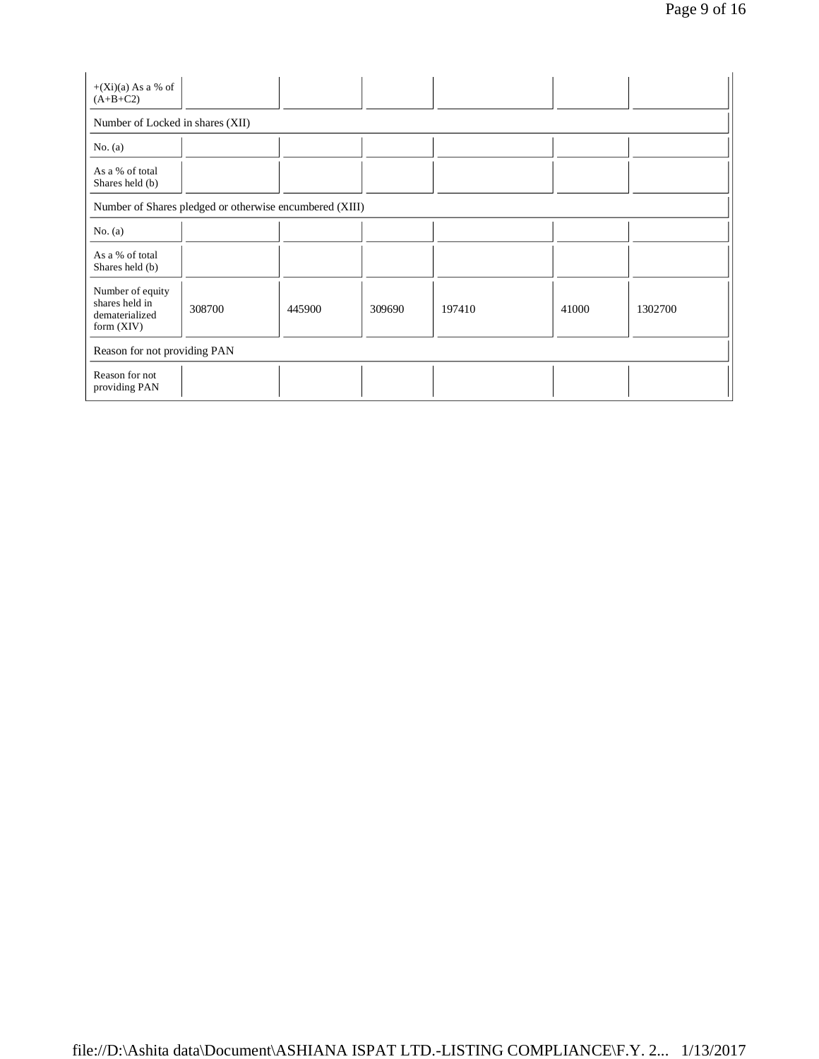| +(Xi)(a) As a % of (A+B+C2) | | | | | | |
|---|---|---|---|---|---|---|
| Number of Locked in shares (XII) | | | | | | |
| No. (a) | | | | | | |
| As a % of total Shares held (b) | | | | | | |
| Number of Shares pledged or otherwise encumbered (XIII) | | | | | | |
| No. (a) | | | | | | |
| As a % of total Shares held (b) | | | | | | |
| Number of equity shares held in dematerialized form (XIV) | 308700 | 445900 | 309690 | 197410 | 41000 | 1302700 |
| Reason for not providing PAN | | | | | | |
| Reason for not providing PAN | | | | | | |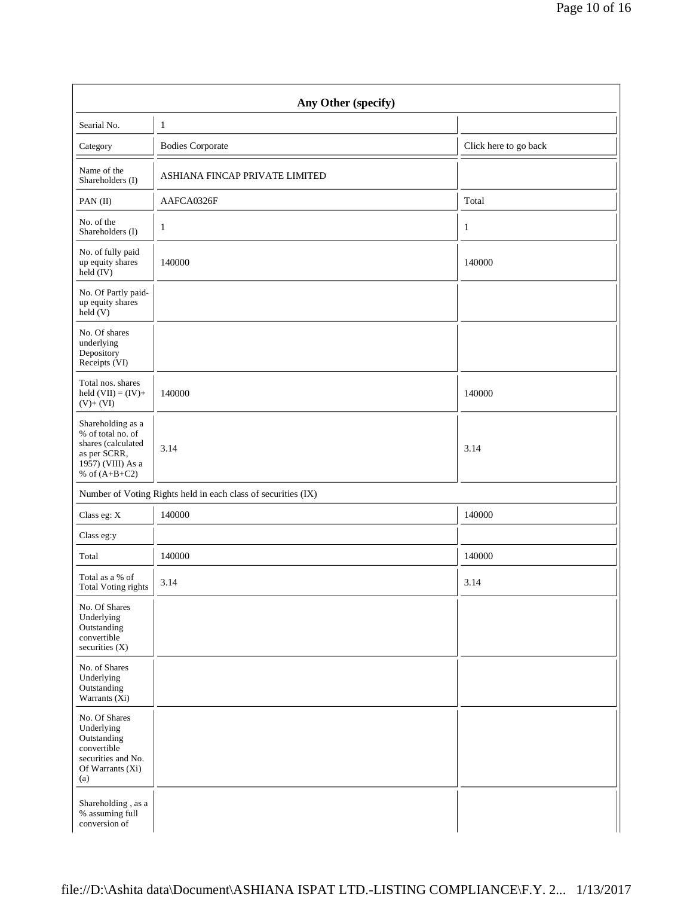| Any Other (specify) | | |
|---|---|---|
| Searial No. | 1 | |
| Category | Bodies Corporate | Click here to go back |
| Name of the Shareholders (I) | ASHIANA FINCAP PRIVATE LIMITED | |
| PAN (II) | AAFCA0326F | Total |
| No. of the Shareholders (I) | 1 | 1 |
| No. of fully paid up equity shares held (IV) | 140000 | 140000 |
| No. Of Partly paid-up equity shares held (V) | | |
| No. Of shares underlying Depository Receipts (VI) | | |
| Total nos. shares held (VII) = (IV)+ (V)+ (VI) | 140000 | 140000 |
| Shareholding as a % of total no. of shares (calculated as per SCRR, 1957) (VIII) As a % of (A+B+C2) | 3.14 | 3.14 |
| Number of Voting Rights held in each class of securities (IX) | | |
| Class eg: X | 140000 | 140000 |
| Class eg:y | | |
| Total | 140000 | 140000 |
| Total as a % of Total Voting rights | 3.14 | 3.14 |
| No. Of Shares Underlying Outstanding convertible securities (X) | | |
| No. of Shares Underlying Outstanding Warrants (Xi) | | |
| No. Of Shares Underlying Outstanding convertible securities and No. Of Warrants (Xi) (a) | | |
| Shareholding , as a % assuming full conversion of | | |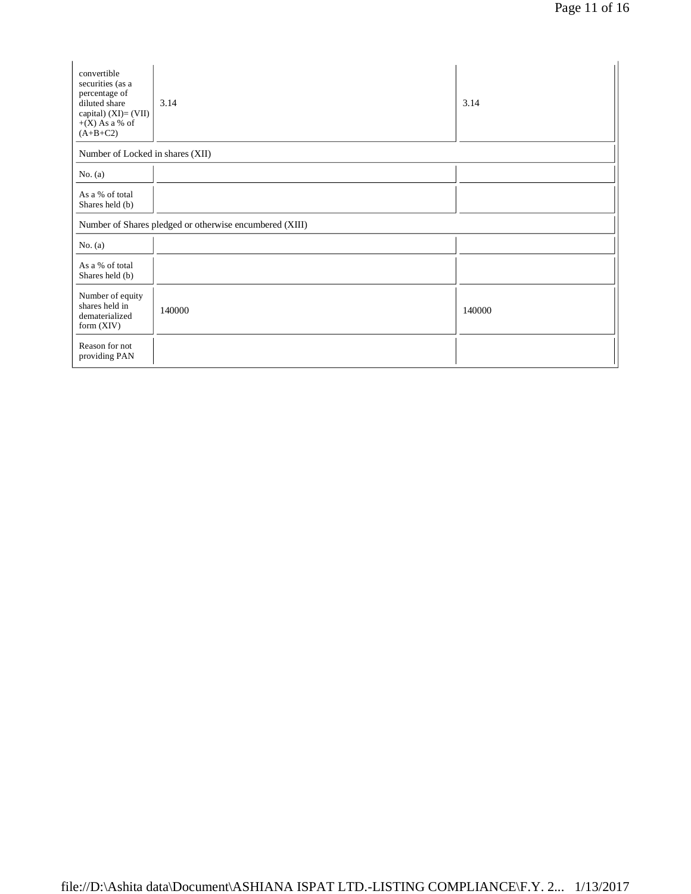| | | |
|---|---|---|
| convertible securities (as a percentage of diluted share capital) (XI)= (VII)+(X) As a % of (A+B+C2) | 3.14 | 3.14 |
| Number of Locked in shares (XII) | | |
| No. (a) | | |
| As a % of total Shares held (b) | | |
| Number of Shares pledged or otherwise encumbered (XIII) | | |
| No. (a) | | |
| As a % of total Shares held (b) | | |
| Number of equity shares held in dematerialized form (XIV) | 140000 | 140000 |
| Reason for not providing PAN | | |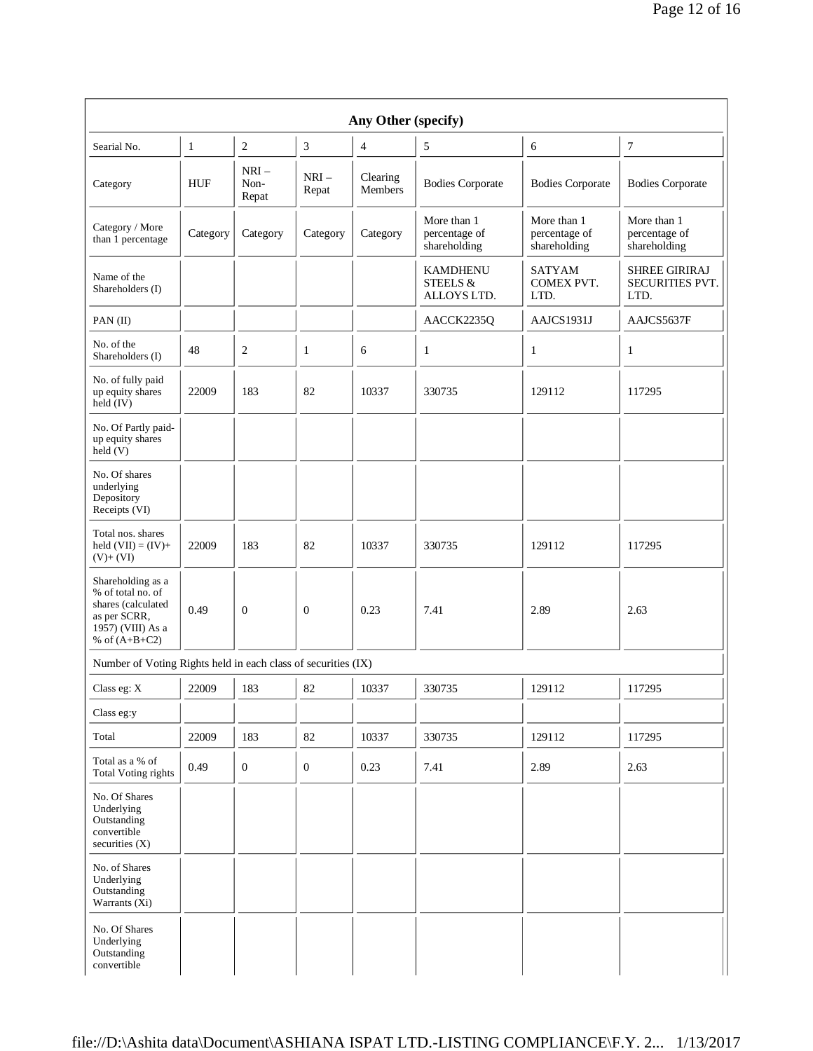| Any Other (specify) | | | | | | | |
|---|---|---|---|---|---|---|---|
| Searial No. | 1 | 2 | 3 | 4 | 5 | 6 | 7 |
| Category | HUF | NRI – Non-Repat | NRI – Repat | Clearing Members | Bodies Corporate | Bodies Corporate | Bodies Corporate |
| Category / More than 1 percentage | Category | Category | Category | Category | More than 1 percentage of shareholding | More than 1 percentage of shareholding | More than 1 percentage of shareholding |
| Name of the Shareholders (I) | | | | | KAMDHENU STEELS & ALLOYS LTD. | SATYAM COMEX PVT. LTD. | SHREE GIRIRAJ SECURITIES PVT. LTD. |
| PAN (II) | | | | | AACCK2235Q | AAJCS1931J | AAJCS5637F |
| No. of the Shareholders (I) | 48 | 2 | 1 | 6 | 1 | 1 | 1 |
| No. of fully paid up equity shares held (IV) | 22009 | 183 | 82 | 10337 | 330735 | 129112 | 117295 |
| No. Of Partly paid-up equity shares held (V) | | | | | | | |
| No. Of shares underlying Depository Receipts (VI) | | | | | | | |
| Total nos. shares held (VII) = (IV)+ (V)+ (VI) | 22009 | 183 | 82 | 10337 | 330735 | 129112 | 117295 |
| Shareholding as a % of total no. of shares (calculated as per SCRR, 1957) (VIII) As a % of (A+B+C2) | 0.49 | 0 | 0 | 0.23 | 7.41 | 2.89 | 2.63 |
| Number of Voting Rights held in each class of securities (IX) | | | | | | | |
| Class eg: X | 22009 | 183 | 82 | 10337 | 330735 | 129112 | 117295 |
| Class eg:y | | | | | | | |
| Total | 22009 | 183 | 82 | 10337 | 330735 | 129112 | 117295 |
| Total as a % of Total Voting rights | 0.49 | 0 | 0 | 0.23 | 7.41 | 2.89 | 2.63 |
| No. Of Shares Underlying Outstanding convertible securities (X) | | | | | | | |
| No. of Shares Underlying Outstanding Warrants (Xi) | | | | | | | |
| No. Of Shares Underlying Outstanding convertible | | | | | | | |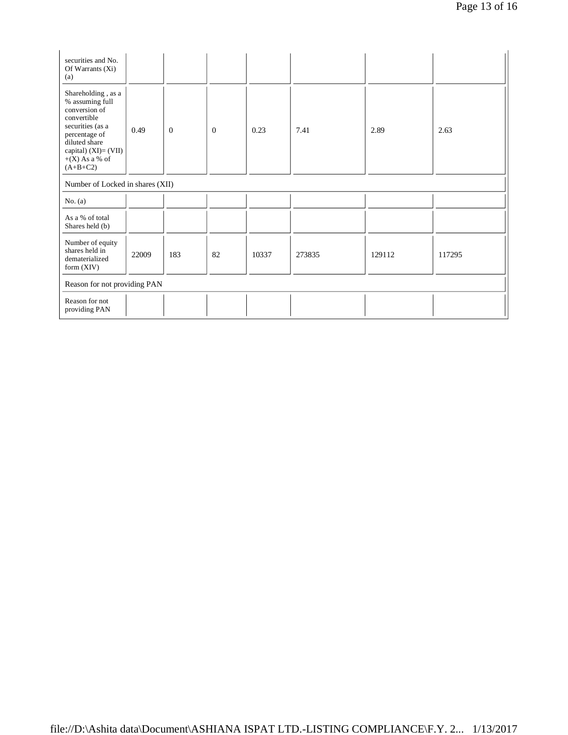| securities and No. Of Warrants (Xi) (a) | | | | | | | |
|---|---|---|---|---|---|---|---|
| Shareholding , as a % assuming full conversion of convertible securities (as a percentage of diluted share capital) (XI)= (VII) +(X) As a % of (A+B+C2) | 0.49 | 0 | 0 | 0.23 | 7.41 | 2.89 | 2.63 |
| Number of Locked in shares (XII) | | | | | | | |
| No. (a) | | | | | | | |
| As a % of total Shares held (b) | | | | | | | |
| Number of equity shares held in dematerialized form (XIV) | 22009 | 183 | 82 | 10337 | 273835 | 129112 | 117295 |
| Reason for not providing PAN | | | | | | | |
| Reason for not providing PAN | | | | | | | |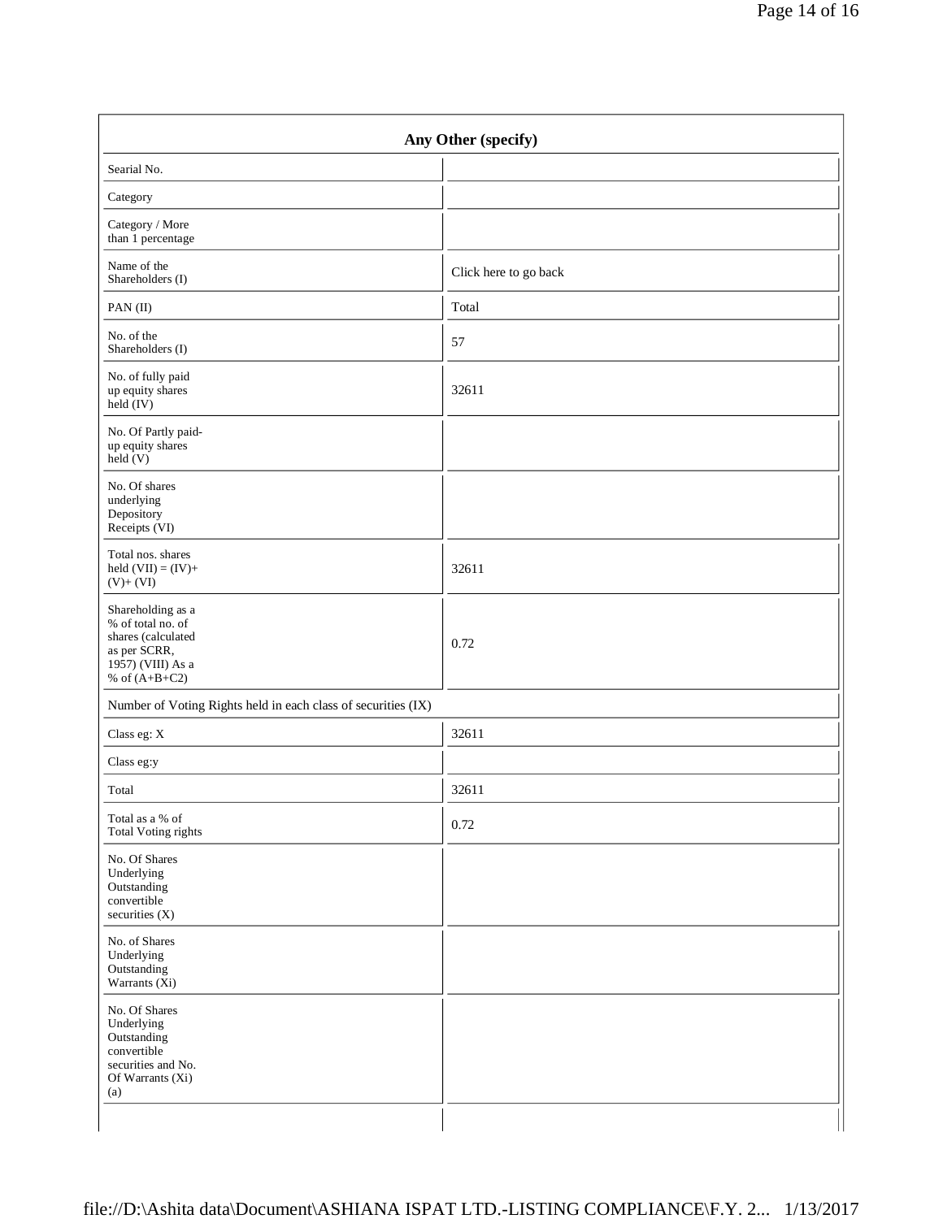| Any Other (specify) | |
|---|---|
| Searial No. | |
| Category | |
| Category / More than 1 percentage | |
| Name of the Shareholders (I) | Click here to go back |
| PAN (II) | Total |
| No. of the Shareholders (I) | 57 |
| No. of fully paid up equity shares held (IV) | 32611 |
| No. Of Partly paid-up equity shares held (V) | |
| No. Of shares underlying Depository Receipts (VI) | |
| Total nos. shares held (VII) = (IV)+ (V)+ (VI) | 32611 |
| Shareholding as a % of total no. of shares (calculated as per SCRR, 1957) (VIII) As a % of (A+B+C2) | 0.72 |
| Number of Voting Rights held in each class of securities (IX) | |
| Class eg: X | 32611 |
| Class eg:y | |
| Total | 32611 |
| Total as a % of Total Voting rights | 0.72 |
| No. Of Shares Underlying Outstanding convertible securities (X) | |
| No. of Shares Underlying Outstanding Warrants (Xi) | |
| No. Of Shares Underlying Outstanding convertible securities and No. Of Warrants (Xi) (a) | |
| | |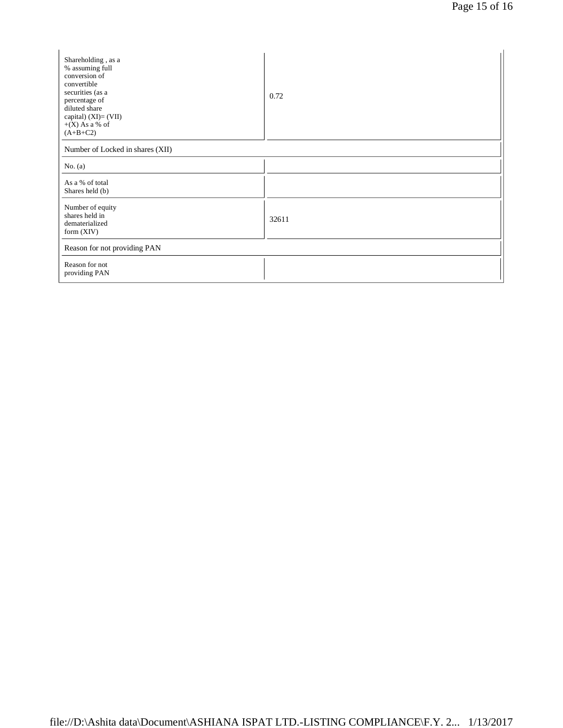| | |
|---|---|
| Shareholding , as a % assuming full conversion of convertible securities (as a percentage of diluted share capital) (XI)= (VII) +(X) As a % of (A+B+C2) | 0.72 |
| Number of Locked in shares (XII) | |
| No. (a) | |
| As a % of total Shares held (b) | |
| Number of equity shares held in dematerialized form (XIV) | 32611 |
| Reason for not providing PAN | |
| Reason for not providing PAN | |